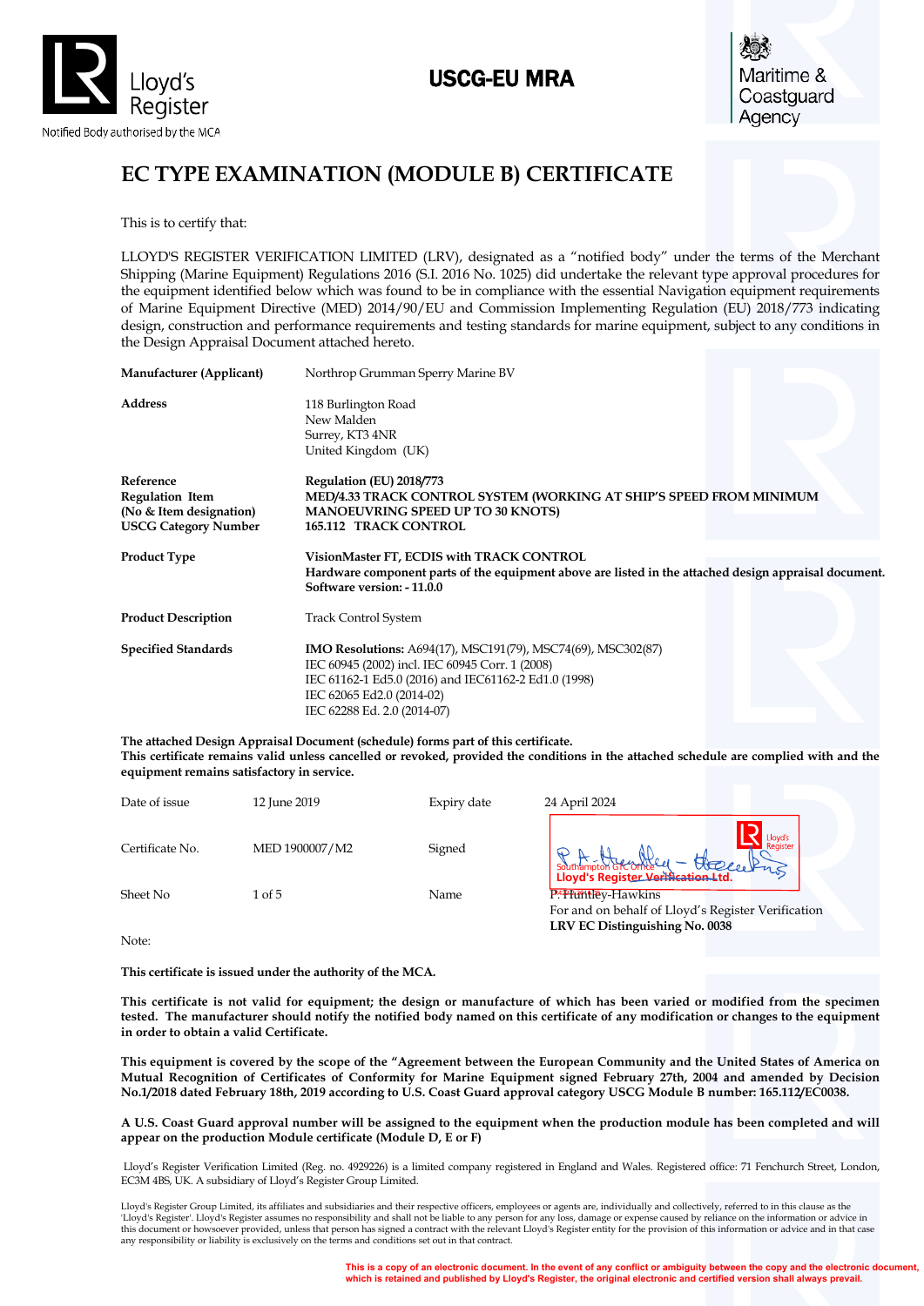Lloyd's Register

Notified Body authorised by the MCA

**USCG-EU MRA**

Maritime & Coastguard Agency

# EC TYPE EXAMINATION (MODULE B) CERTIFICATE

This is to certify that:

LLOYD'S REGISTER VERIFICATION LIMITED (LRV), designated as a "notified body" under the terms of the Merchant Shipping (Marine Equipment) Regulations 2016 (S.I. 2016 No. 1025) did undertake the relevant type approval procedures for the equipment identified below which was found to be in compliance with the essential Navigation equipment requirements of Marine Equipment Directive (MED) 2014/90/EU and Commission Implementing Regulation (EU) 2018/773 indicating design, construction and performance requirements and testing standards for marine equipment, subject to any conditions in the Design Appraisal Document attached hereto.

| | |
|---|---|
| **Manufacturer (Applicant)** | Northrop Grumman Sperry Marine BV |
| **Address** | 118 Burlington Road<br>New Malden<br>Surrey, KT3 4NR<br>United Kingdom (UK) |
| **Reference**<br>**Regulation Item**<br>**(No & Item designation)**<br>**USCG Category Number** | **Regulation (EU) 2018/773**<br>**MED/4.33 TRACK CONTROL SYSTEM (WORKING AT SHIP'S SPEED FROM MINIMUM MANOEUVRING SPEED UP TO 30 KNOTS)**<br>**165.112 TRACK CONTROL** |
| **Product Type** | **VisionMaster FT, ECDIS with TRACK CONTROL**<br>**Hardware component parts of the equipment above are listed in the attached design appraisal document.**<br>**Software version: - 11.0.0** |
| **Product Description** | Track Control System |
| **Specified Standards** | **IMO Resolutions:** A694(17), MSC191(79), MSC74(69), MSC302(87)<br>IEC 60945 (2002) incl. IEC 60945 Corr. 1 (2008)<br>IEC 61162-1 Ed5.0 (2016) and IEC61162-2 Ed1.0 (1998)<br>IEC 62065 Ed2.0 (2014-02)<br>IEC 62288 Ed. 2.0 (2014-07) |

**The attached Design Appraisal Document (schedule) forms part of this certificate.**
**This certificate remains valid unless cancelled or revoked, provided the conditions in the attached schedule are complied with and the equipment remains satisfactory in service.**

| | | | |
|---|---|---|---|
| Date of issue | 12 June 2019 | Expiry date | 24 April 2024 |
| Certificate No. | MED 1900007/M2 | Signed | Southampton GTC Office<br>Lloyd's Register Verification Ltd. |
| Sheet No | 1 of 5 | Name | P. Huntley-Hawkins<br>For and on behalf of Lloyd's Register Verification<br>**LRV EC Distinguishing No. 0038** |

Note:

**This certificate is issued under the authority of the MCA.**

**This certificate is not valid for equipment; the design or manufacture of which has been varied or modified from the specimen tested. The manufacturer should notify the notified body named on this certificate of any modification or changes to the equipment in order to obtain a valid Certificate.**

**This equipment is covered by the scope of the "Agreement between the European Community and the United States of America on Mutual Recognition of Certificates of Conformity for Marine Equipment signed February 27th, 2004 and amended by Decision No.1/2018 dated February 18th, 2019 according to U.S. Coast Guard approval category USCG Module B number: 165.112/EC0038.**

**A U.S. Coast Guard approval number will be assigned to the equipment when the production module has been completed and will appear on the production Module certificate (Module D, E or F)**

Lloyd's Register Verification Limited (Reg. no. 4929226) is a limited company registered in England and Wales. Registered office: 71 Fenchurch Street, London, EC3M 4BS, UK. A subsidiary of Lloyd's Register Group Limited.

Lloyd's Register Group Limited, its affiliates and subsidiaries and their respective officers, employees or agents are, individually and collectively, referred to in this clause as the 'Lloyd's Register'. Lloyd's Register assumes no responsibility and shall not be liable to any person for any loss, damage or expense caused by reliance on the information or advice in this document or howsoever provided, unless that person has signed a contract with the relevant Lloyd's Register entity for the provision of this information or advice and in that case any responsibility or liability is exclusively on the terms and conditions set out in that contract.

**This is a copy of an electronic document. In the event of any conflict or ambiguity between the copy and the electronic document, which is retained and published by Lloyd's Register, the original electronic and certified version shall always prevail.**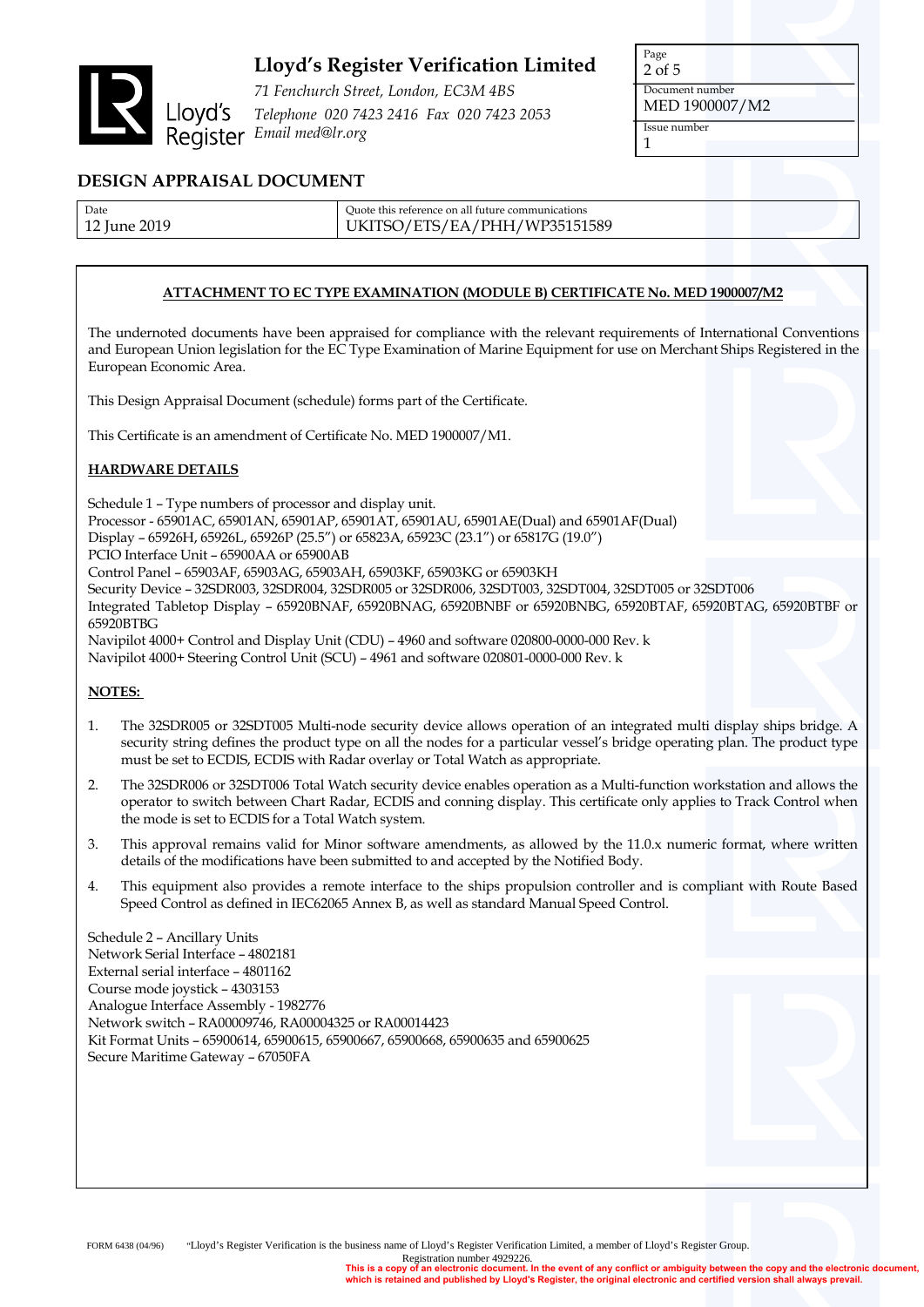# Lloyd's Register Verification Limited

*71 Fenchurch Street, London, EC3M 4BS*
*Telephone 020 7423 2416 Fax 020 7423 2053*
*Email med@lr.org*

| Page | Document number | Issue number |
|---|---|---|
| 2 of 5 | MED 1900007/M2 | 1 |

## DESIGN APPRAISAL DOCUMENT

| Date | Quote this reference on all future communications |
|---|---|
| 12 June 2019 | UKITSO/ETS/EA/PHH/WP35151589 |

**ATTACHMENT TO EC TYPE EXAMINATION (MODULE B) CERTIFICATE No. MED 1900007/M2**

The undernoted documents have been appraised for compliance with the relevant requirements of International Conventions and European Union legislation for the EC Type Examination of Marine Equipment for use on Merchant Ships Registered in the European Economic Area.

This Design Appraisal Document (schedule) forms part of the Certificate.

This Certificate is an amendment of Certificate No. MED 1900007/M1.

**HARDWARE DETAILS**

Schedule 1 – Type numbers of processor and display unit.
Processor - 65901AC, 65901AN, 65901AP, 65901AT, 65901AU, 65901AE(Dual) and 65901AF(Dual)
Display – 65926H, 65926L, 65926P (25.5") or 65823A, 65923C (23.1") or 65817G (19.0")
PCIO Interface Unit – 65900AA or 65900AB
Control Panel – 65903AF, 65903AG, 65903AH, 65903KF, 65903KG or 65903KH
Security Device – 32SDR003, 32SDR004, 32SDR005 or 32SDR006, 32SDT003, 32SDT004, 32SDT005 or 32SDT006
Integrated Tabletop Display – 65920BNAF, 65920BNAG, 65920BNBF or 65920BNBG, 65920BTAF, 65920BTAG, 65920BTBF or 65920BTBG
Navipilot 4000+ Control and Display Unit (CDU) – 4960 and software 020800-0000-000 Rev. k
Navipilot 4000+ Steering Control Unit (SCU) – 4961 and software 020801-0000-000 Rev. k

**NOTES:**

1. The 32SDR005 or 32SDT005 Multi-node security device allows operation of an integrated multi display ships bridge. A security string defines the product type on all the nodes for a particular vessel's bridge operating plan. The product type must be set to ECDIS, ECDIS with Radar overlay or Total Watch as appropriate.
2. The 32SDR006 or 32SDT006 Total Watch security device enables operation as a Multi-function workstation and allows the operator to switch between Chart Radar, ECDIS and conning display. This certificate only applies to Track Control when the mode is set to ECDIS for a Total Watch system.
3. This approval remains valid for Minor software amendments, as allowed by the 11.0.x numeric format, where written details of the modifications have been submitted to and accepted by the Notified Body.
4. This equipment also provides a remote interface to the ships propulsion controller and is compliant with Route Based Speed Control as defined in IEC62065 Annex B, as well as standard Manual Speed Control.

Schedule 2 – Ancillary Units
Network Serial Interface – 4802181
External serial interface – 4801162
Course mode joystick – 4303153
Analogue Interface Assembly - 1982776
Network switch – RA00009746, RA00004325 or RA00014423
Kit Format Units – 65900614, 65900615, 65900667, 65900668, 65900635 and 65900625
Secure Maritime Gateway – 67050FA

FORM 6438 (04/96) "Lloyd's Register Verification is the business name of Lloyd's Register Verification Limited, a member of Lloyd's Register Group. Registration number 4929226.

**This is a copy of an electronic document. In the event of any conflict or ambiguity between the copy and the electronic document, which is retained and published by Lloyd's Register, the original electronic and certified version shall always prevail.**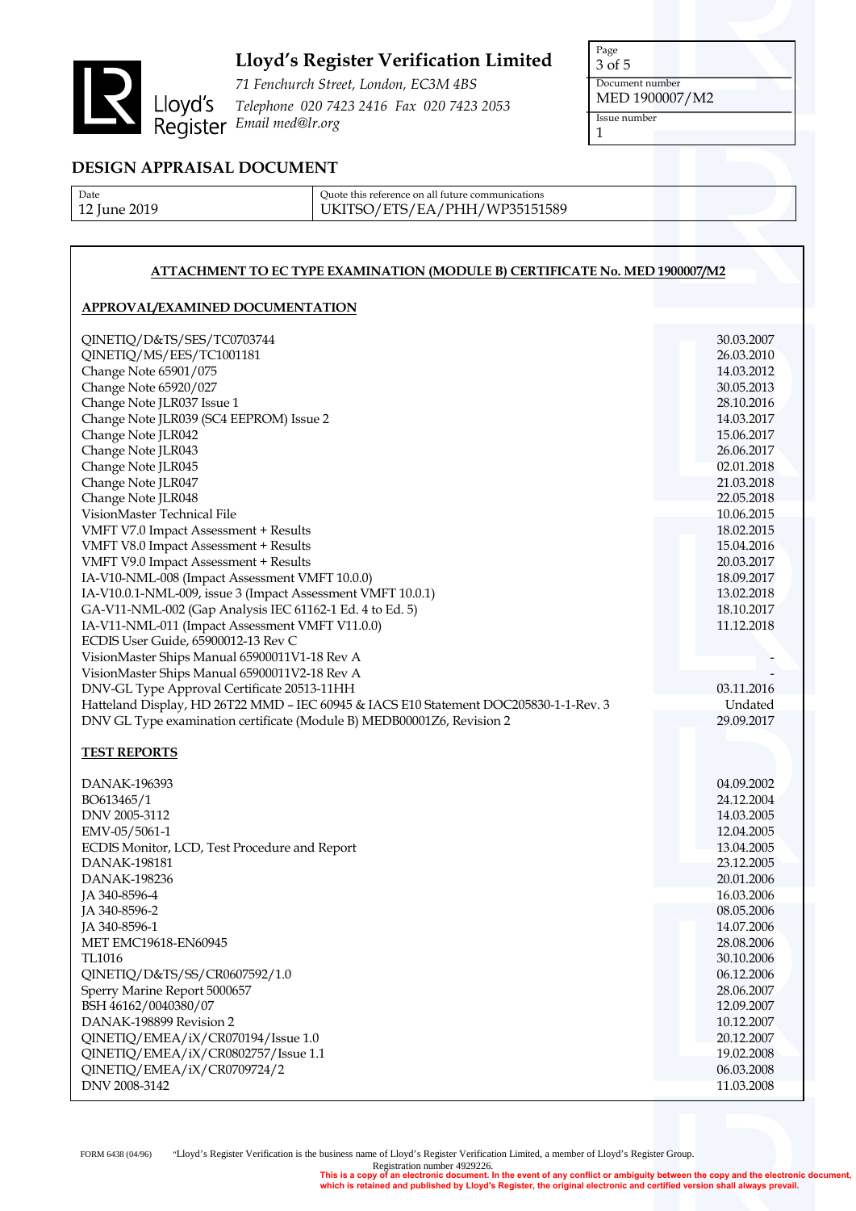# Lloyd's Register Verification Limited

*71 Fenchurch Street, London, EC3M 4BS*
*Telephone 020 7423 2416 Fax 020 7423 2053*
*Email med@lr.org*

| Document number | Issue number |
|---|---|
| MED 1900007/M2 | 1 |

## DESIGN APPRAISAL DOCUMENT

| Date | Quote this reference on all future communications |
|---|---|
| 12 June 2019 | UKITSO/ETS/EA/PHH/WP35151589 |

### ATTACHMENT TO EC TYPE EXAMINATION (MODULE B) CERTIFICATE No. MED 1900007/M2

#### APPROVAL/EXAMINED DOCUMENTATION

| Document | Date |
|---|---|
| QINETIQ/D&TS/SES/TC0703744 | 30.03.2007 |
| QINETIQ/MS/EES/TC1001181 | 26.03.2010 |
| Change Note 65901/075 | 14.03.2012 |
| Change Note 65920/027 | 30.05.2013 |
| Change Note JLR037 Issue 1 | 28.10.2016 |
| Change Note JLR039 (SC4 EEPROM) Issue 2 | 14.03.2017 |
| Change Note JLR042 | 15.06.2017 |
| Change Note JLR043 | 26.06.2017 |
| Change Note JLR045 | 02.01.2018 |
| Change Note JLR047 | 21.03.2018 |
| Change Note JLR048 | 22.05.2018 |
| VisionMaster Technical File | 10.06.2015 |
| VMFT V7.0 Impact Assessment + Results | 18.02.2015 |
| VMFT V8.0 Impact Assessment + Results | 15.04.2016 |
| VMFT V9.0 Impact Assessment + Results | 20.03.2017 |
| IA-V10-NML-008 (Impact Assessment VMFT 10.0.0) | 18.09.2017 |
| IA-V10.0.1-NML-009, issue 3 (Impact Assessment VMFT 10.0.1) | 13.02.2018 |
| GA-V11-NML-002 (Gap Analysis IEC 61162-1 Ed. 4 to Ed. 5) | 18.10.2017 |
| IA-V11-NML-011 (Impact Assessment VMFT V11.0.0) | 11.12.2018 |
| ECDIS User Guide, 65900012-13 Rev C | |
| VisionMaster Ships Manual 65900011V1-18 Rev A | - |
| VisionMaster Ships Manual 65900011V2-18 Rev A | - |
| DNV-GL Type Approval Certificate 20513-11HH | 03.11.2016 |
| Hatteland Display, HD 26T22 MMD – IEC 60945 & IACS E10 Statement DOC205830-1-1-Rev. 3 | Undated |
| DNV GL Type examination certificate (Module B) MEDB00001Z6, Revision 2 | 29.09.2017 |

#### TEST REPORTS

| Report | Date |
|---|---|
| DANAK-196393 | 04.09.2002 |
| BO613465/1 | 24.12.2004 |
| DNV 2005-3112 | 14.03.2005 |
| EMV-05/5061-1 | 12.04.2005 |
| ECDIS Monitor, LCD, Test Procedure and Report | 13.04.2005 |
| DANAK-198181 | 23.12.2005 |
| DANAK-198236 | 20.01.2006 |
| JA 340-8596-4 | 16.03.2006 |
| JA 340-8596-2 | 08.05.2006 |
| JA 340-8596-1 | 14.07.2006 |
| MET EMC19618-EN60945 | 28.08.2006 |
| TL1016 | 30.10.2006 |
| QINETIQ/D&TS/SS/CR0607592/1.0 | 06.12.2006 |
| Sperry Marine Report 5000657 | 28.06.2007 |
| BSH 46162/0040380/07 | 12.09.2007 |
| DANAK-198899 Revision 2 | 10.12.2007 |
| QINETIQ/EMEA/iX/CR070194/Issue 1.0 | 20.12.2007 |
| QINETIQ/EMEA/iX/CR0802757/Issue 1.1 | 19.02.2008 |
| QINETIQ/EMEA/iX/CR0709724/2 | 06.03.2008 |
| DNV 2008-3142 | 11.03.2008 |

FORM 6438 (04/96) "Lloyd's Register Verification is the business name of Lloyd's Register Verification Limited, a member of Lloyd's Register Group. Registration number 4929226.

**This is a copy of an electronic document. In the event of any conflict or ambiguity between the copy and the electronic document, which is retained and published by Lloyd's Register, the original electronic and certified version shall always prevail.**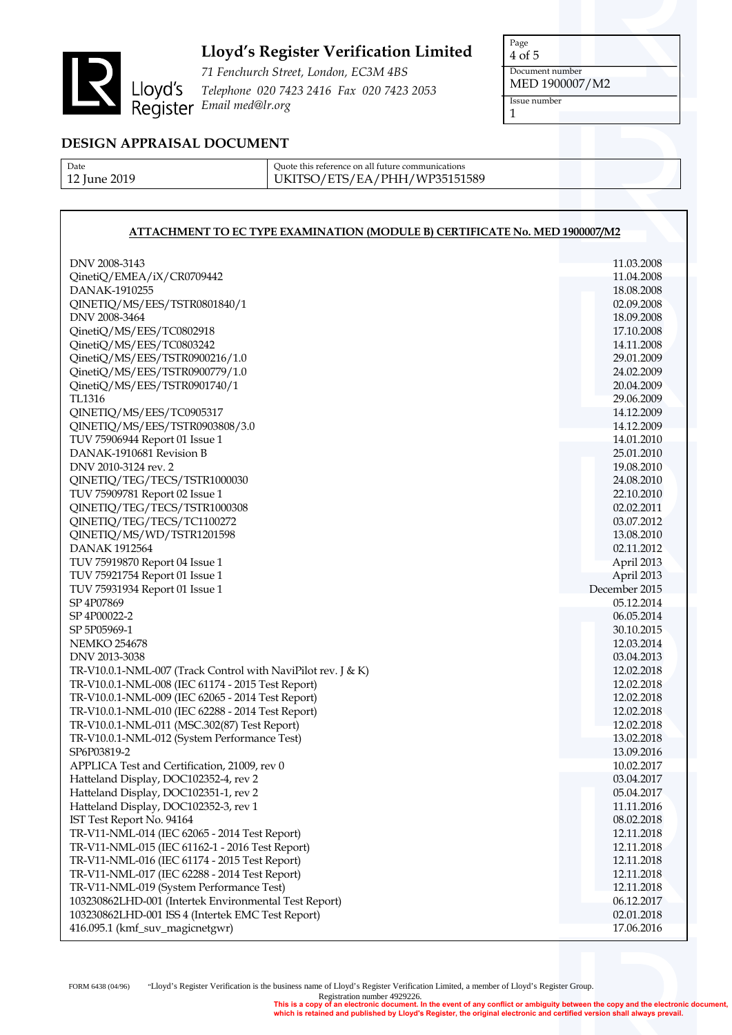# DESIGN APPRAISAL DOCUMENT

Lloyd's Register Verification Limited
71 Fenchurch Street, London, EC3M 4BS
Telephone 020 7423 2416 Fax 020 7423 2053
Email med@lr.org

| Document number | Issue number |
|---|---|
| MED 1900007/M2 | 1 |

| Date | Quote this reference on all future communications |
|---|---|
| 12 June 2019 | UKITSO/ETS/EA/PHH/WP35151589 |

**ATTACHMENT TO EC TYPE EXAMINATION (MODULE B) CERTIFICATE No. MED 1900007/M2**

| | |
|---|---|
| DNV 2008-3143 | 11.03.2008 |
| QinetiQ/EMEA/iX/CR0709442 | 11.04.2008 |
| DANAK-1910255 | 18.08.2008 |
| QINETIQ/MS/EES/TSTR0801840/1 | 02.09.2008 |
| DNV 2008-3464 | 18.09.2008 |
| QinetiQ/MS/EES/TC0802918 | 17.10.2008 |
| QinetiQ/MS/EES/TC0803242 | 14.11.2008 |
| QinetiQ/MS/EES/TSTR0900216/1.0 | 29.01.2009 |
| QinetiQ/MS/EES/TSTR0900779/1.0 | 24.02.2009 |
| QinetiQ/MS/EES/TSTR0901740/1 | 20.04.2009 |
| TL1316 | 29.06.2009 |
| QINETIQ/MS/EES/TC0905317 | 14.12.2009 |
| QINETIQ/MS/EES/TSTR0903808/3.0 | 14.12.2009 |
| TUV 75906944 Report 01 Issue 1 | 14.01.2010 |
| DANAK-1910681 Revision B | 25.01.2010 |
| DNV 2010-3124 rev. 2 | 19.08.2010 |
| QINETIQ/TEG/TECS/TSTR1000030 | 24.08.2010 |
| TUV 75909781 Report 02 Issue 1 | 22.10.2010 |
| QINETIQ/TEG/TECS/TSTR1000308 | 02.02.2011 |
| QINETIQ/TEG/TECS/TC1100272 | 03.07.2012 |
| QINETIQ/MS/WD/TSTR1201598 | 13.08.2010 |
| DANAK 1912564 | 02.11.2012 |
| TUV 75919870 Report 04 Issue 1 | April 2013 |
| TUV 75921754 Report 01 Issue 1 | April 2013 |
| TUV 75931954 Report 01 Issue 1 | December 2015 |
| SP 4P07869 | 05.12.2014 |
| SP 4P00022-2 | 06.05.2014 |
| SP 5P05969-1 | 30.10.2015 |
| NEMKO 254678 | 12.03.2014 |
| DNV 2013-3038 | 03.04.2013 |
| TR-V10.0.1-NML-007 (Track Control with NaviPilot rev. J & K) | 12.02.2018 |
| TR-V10.0.1-NML-008 (IEC 61174 - 2015 Test Report) | 12.02.2018 |
| TR-V10.0.1-NML-009 (IEC 62065 - 2014 Test Report) | 12.02.2018 |
| TR-V10.0.1-NML-010 (IEC 62288 - 2014 Test Report) | 12.02.2018 |
| TR-V10.0.1-NML-011 (MSC.302(87) Test Report) | 12.02.2018 |
| TR-V10.0.1-NML-012 (System Performance Test) | 13.02.2018 |
| SP6P03819-2 | 13.09.2016 |
| APPLICA Test and Certification, 21009, rev 0 | 10.02.2017 |
| Hatteland Display, DOC102352-4, rev 2 | 03.04.2017 |
| Hatteland Display, DOC102351-1, rev 2 | 05.04.2017 |
| Hatteland Display, DOC102352-3, rev 1 | 11.11.2016 |
| IST Test Report No. 94164 | 08.02.2018 |
| TR-V11-NML-014 (IEC 62065 - 2014 Test Report) | 12.11.2018 |
| TR-V11-NML-015 (IEC 61162-1 - 2016 Test Report) | 12.11.2018 |
| TR-V11-NML-016 (IEC 61174 - 2015 Test Report) | 12.11.2018 |
| TR-V11-NML-017 (IEC 62288 - 2014 Test Report) | 12.11.2018 |
| TR-V11-NML-019 (System Performance Test) | 12.11.2018 |
| 103230862LHD-001 (Intertek Environmental Test Report) | 06.12.2017 |
| 103230862LHD-001 ISS 4 (Intertek EMC Test Report) | 02.01.2018 |
| 416.095.1 (kmf_suv_magicnetgwr) | 17.06.2016 |

FORM 6438 (04/96) "Lloyd's Register Verification is the business name of Lloyd's Register Verification Limited, a member of Lloyd's Register Group. Registration number 4929226.

**This is a copy of an electronic document. In the event of any conflict or ambiguity between the copy and the electronic document, which is retained and published by Lloyd's Register, the original electronic and certified version shall always prevail.**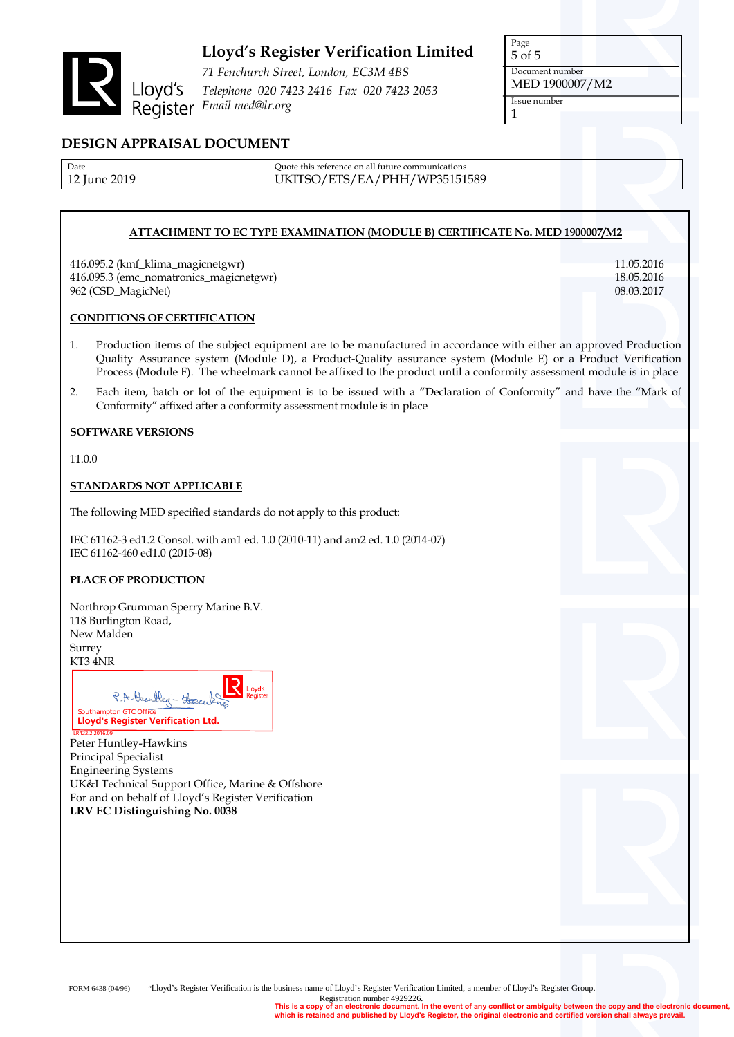# Lloyd's Register Verification Limited

*71 Fenchurch Street, London, EC3M 4BS*
*Telephone 020 7423 2416 Fax 020 7423 2053*
*Email med@lr.org*

| | |
|---|---|
| Document number | MED 1900007/M2 |
| Issue number | 1 |

## DESIGN APPRAISAL DOCUMENT

| Date | Quote this reference on all future communications |
|---|---|
| 12 June 2019 | UKITSO/ETS/EA/PHH/WP35151589 |

**ATTACHMENT TO EC TYPE EXAMINATION (MODULE B) CERTIFICATE No. MED 1900007/M2**

| | |
|---|---|
| 416.095.2 (kmf_klima_magicnetgwr) | 11.05.2016 |
| 416.095.3 (emc_nomatronics_magicnetgwr) | 18.05.2016 |
| 962 (CSD_MagicNet) | 08.03.2017 |

**CONDITIONS OF CERTIFICATION**

1. Production items of the subject equipment are to be manufactured in accordance with either an approved Production Quality Assurance system (Module D), a Product-Quality assurance system (Module E) or a Product Verification Process (Module F). The wheelmark cannot be affixed to the product until a conformity assessment module is in place
2. Each item, batch or lot of the equipment is to be issued with a "Declaration of Conformity" and have the "Mark of Conformity" affixed after a conformity assessment module is in place

**SOFTWARE VERSIONS**

11.0.0

**STANDARDS NOT APPLICABLE**

The following MED specified standards do not apply to this product:

IEC 61162-3 ed1.2 Consol. with am1 ed. 1.0 (2010-11) and am2 ed. 1.0 (2014-07)
IEC 61162-460 ed1.0 (2015-08)

**PLACE OF PRODUCTION**

Northrop Grumman Sperry Marine B.V.
118 Burlington Road,
New Malden
Surrey
KT3 4NR

Southampton GTC Office
Lloyd's Register Verification Ltd.
LR422.2.2016.09

Peter Huntley-Hawkins
Principal Specialist
Engineering Systems
UK&I Technical Support Office, Marine & Offshore
For and on behalf of Lloyd's Register Verification
**LRV EC Distinguishing No. 0038**

FORM 6438 (04/96) "Lloyd's Register Verification is the business name of Lloyd's Register Verification Limited, a member of Lloyd's Register Group. Registration number 4929226.

This is a copy of an electronic document. In the event of any conflict or ambiguity between the copy and the electronic document, which is retained and published by Lloyd's Register, the original electronic and certified version shall always prevail.